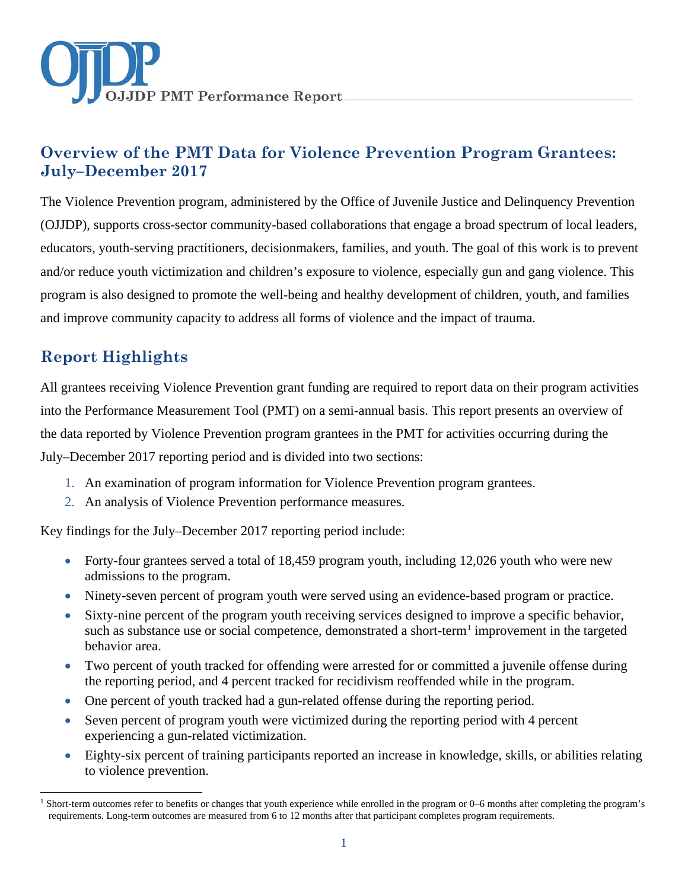# Overview of the PMT Data for Violence Prevention Program Grantees: July–December 2017

The Violence Prevention program, administered by the Office of Juvenile Justice and Delinquency Prevention (OJJDP), supports cross-sector community-based collaborations that engage a broad spectrum of local leaders, educators, youth-serving practitioners, decisionmakers, families, and youth. The goal of this work is to prevent and/or reduce youth victimization and children's exposure to violence, especially gun and gang violence. This program is also designed to promote the well-being and healthy development of children, youth, and families and improve community capacity to address all forms of violence and the impact of trauma.

## Report Highlights

All grantees receiving Violence Prevention grant funding are required to report data on their program activities into the Performance Measurement Tool (PMT) on a semi-annual basis. This report presents an overview of the data reported by Violence Prevention program grantees in the PMT for activities occurring during the July–December 2017 reporting period and is divided into two sections:

1. An examination of program information for Violence Prevention program grantees.
2. An analysis of Violence Prevention performance measures.

Key findings for the July–December 2017 reporting period include:

- Forty-four grantees served a total of 18,459 program youth, including 12,026 youth who were new admissions to the program.
- Ninety-seven percent of program youth were served using an evidence-based program or practice.
- Sixty-nine percent of the program youth receiving services designed to improve a specific behavior, such as substance use or social competence, demonstrated a short-term[1] improvement in the targeted behavior area.
- Two percent of youth tracked for offending were arrested for or committed a juvenile offense during the reporting period, and 4 percent tracked for recidivism reoffended while in the program.
- One percent of youth tracked had a gun-related offense during the reporting period.
- Seven percent of program youth were victimized during the reporting period with 4 percent experiencing a gun-related victimization.
- Eighty-six percent of training participants reported an increase in knowledge, skills, or abilities relating to violence prevention.

[1] Short-term outcomes refer to benefits or changes that youth experience while enrolled in the program or 0–6 months after completing the program's requirements. Long-term outcomes are measured from 6 to 12 months after that participant completes program requirements.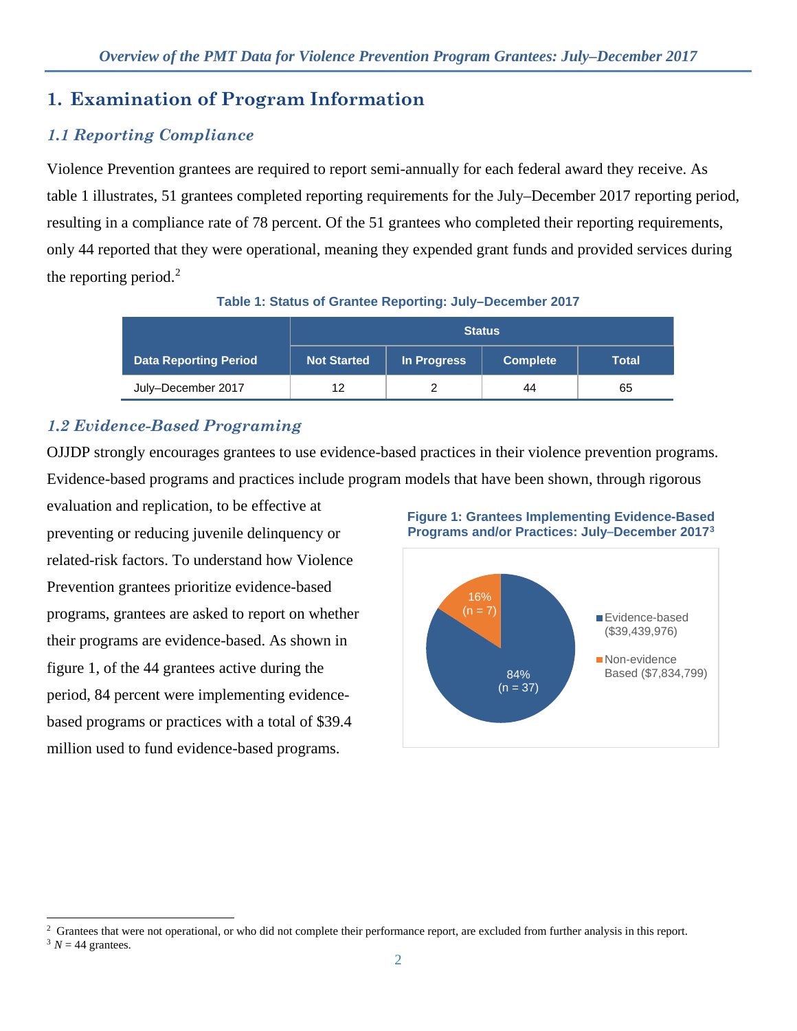# 1. Examination of Program Information

## *1.1 Reporting Compliance*

Violence Prevention grantees are required to report semi-annually for each federal award they receive. As table 1 illustrates, 51 grantees completed reporting requirements for the July–December 2017 reporting period, resulting in a compliance rate of 78 percent. Of the 51 grantees who completed their reporting requirements, only 44 reported that they were operational, meaning they expended grant funds and provided services during the reporting period.[2]

**Table 1: Status of Grantee Reporting: July–December 2017**

| Data Reporting Period | Status | | | |
|---|---|---|---|---|
| | Not Started | In Progress | Complete | Total |
| July–December 2017 | 12 | 2 | 44 | 65 |

## *1.2 Evidence-Based Programing*

OJJDP strongly encourages grantees to use evidence-based practices in their violence prevention programs. Evidence-based programs and practices include program models that have been shown, through rigorous evaluation and replication, to be effective at preventing or reducing juvenile delinquency or related-risk factors. To understand how Violence Prevention grantees prioritize evidence-based programs, grantees are asked to report on whether their programs are evidence-based. As shown in figure 1, of the 44 grantees active during the period, 84 percent were implementing evidence-based programs or practices with a total of $39.4 million used to fund evidence-based programs.

**Figure 1: Grantees Implementing Evidence-Based Programs and/or Practices: July–December 2017[3]**

| Category | Percent | n | Funding |
|---|---|---|---|
| Evidence-based | 84% | 37 | $39,439,976 |
| Non-evidence Based | 16% | 7 | $7,834,799 |

---

[2] Grantees that were not operational, or who did not complete their performance report, are excluded from further analysis in this report.

[3] *N* = 44 grantees.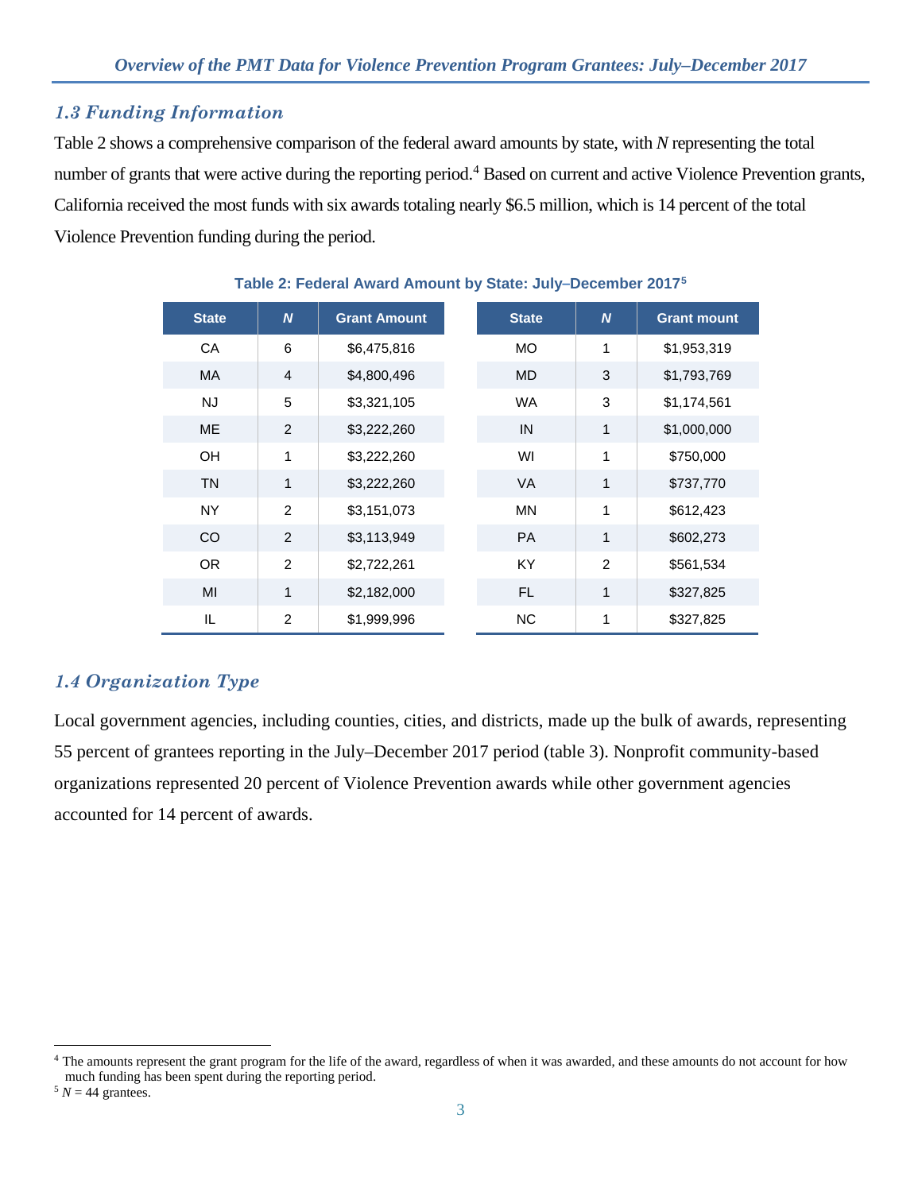### *1.3 Funding Information*

Table 2 shows a comprehensive comparison of the federal award amounts by state, with *N* representing the total number of grants that were active during the reporting period.[4] Based on current and active Violence Prevention grants, California received the most funds with six awards totaling nearly $6.5 million, which is 14 percent of the total Violence Prevention funding during the period.

**Table 2: Federal Award Amount by State: July–December 2017[5]**

| State | *N* | Grant Amount | State | *N* | Grant mount |
|---|---|---|---|---|---|
| CA | 6 | $6,475,816 | MO | 1 | $1,953,319 |
| MA | 4 | $4,800,496 | MD | 3 | $1,793,769 |
| NJ | 5 | $3,321,105 | WA | 3 | $1,174,561 |
| ME | 2 | $3,222,260 | IN | 1 | $1,000,000 |
| OH | 1 | $3,222,260 | WI | 1 | $750,000 |
| TN | 1 | $3,222,260 | VA | 1 | $737,770 |
| NY | 2 | $3,151,073 | MN | 1 | $612,423 |
| CO | 2 | $3,113,949 | PA | 1 | $602,273 |
| OR | 2 | $2,722,261 | KY | 2 | $561,534 |
| MI | 1 | $2,182,000 | FL | 1 | $327,825 |
| IL | 2 | $1,999,996 | NC | 1 | $327,825 |

### *1.4 Organization Type*

Local government agencies, including counties, cities, and districts, made up the bulk of awards, representing 55 percent of grantees reporting in the July–December 2017 period (table 3). Nonprofit community-based organizations represented 20 percent of Violence Prevention awards while other government agencies accounted for 14 percent of awards.

---

[4] The amounts represent the grant program for the life of the award, regardless of when it was awarded, and these amounts do not account for how much funding has been spent during the reporting period.

[5] *N* = 44 grantees.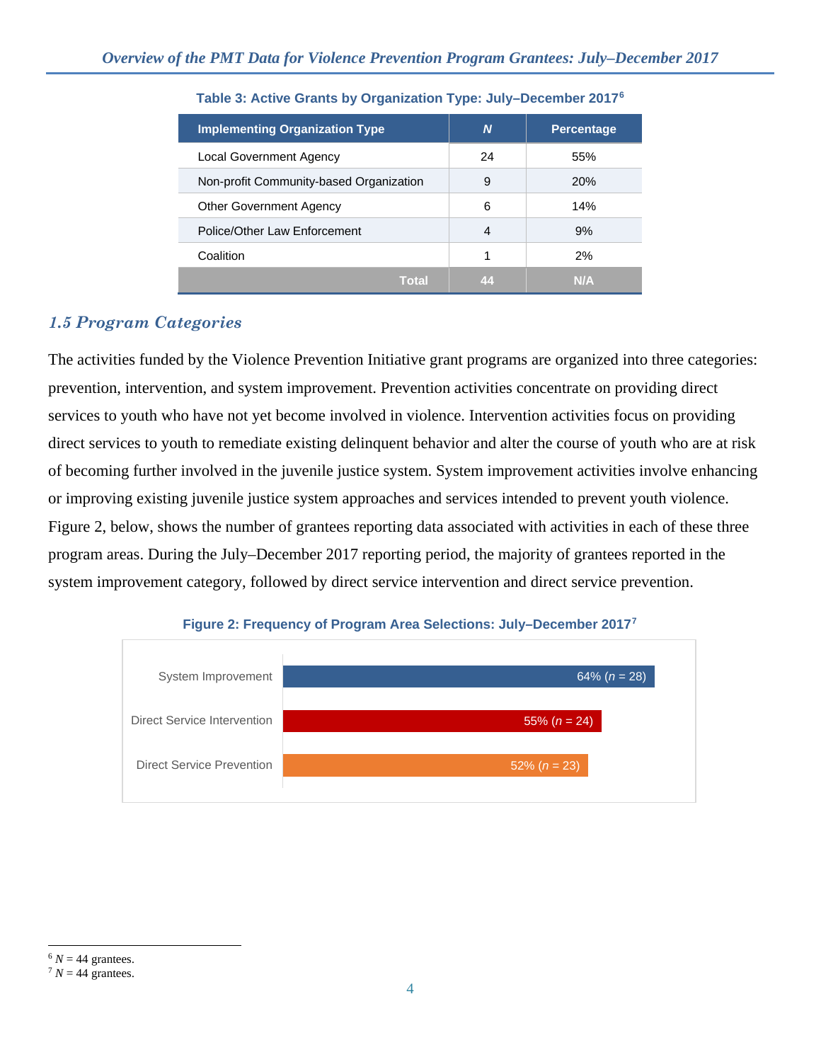**Table 3: Active Grants by Organization Type: July–December 2017[6]**

| Implementing Organization Type | *N* | Percentage |
|---|---|---|
| Local Government Agency | 24 | 55% |
| Non-profit Community-based Organization | 9 | 20% |
| Other Government Agency | 6 | 14% |
| Police/Other Law Enforcement | 4 | 9% |
| Coalition | 1 | 2% |
| **Total** | **44** | **N/A** |

## *1.5 Program Categories*

The activities funded by the Violence Prevention Initiative grant programs are organized into three categories: prevention, intervention, and system improvement. Prevention activities concentrate on providing direct services to youth who have not yet become involved in violence. Intervention activities focus on providing direct services to youth to remediate existing delinquent behavior and alter the course of youth who are at risk of becoming further involved in the juvenile justice system. System improvement activities involve enhancing or improving existing juvenile justice system approaches and services intended to prevent youth violence. Figure 2, below, shows the number of grantees reporting data associated with activities in each of these three program areas. During the July–December 2017 reporting period, the majority of grantees reported in the system improvement category, followed by direct service intervention and direct service prevention.

**Figure 2: Frequency of Program Area Selections: July–December 2017[7]**

| Program Area | Percentage |
|---|---|
| System Improvement | 64% (*n* = 28) |
| Direct Service Intervention | 55% (*n* = 24) |
| Direct Service Prevention | 52% (*n* = 23) |

[6] *N* = 44 grantees.

[7] *N* = 44 grantees.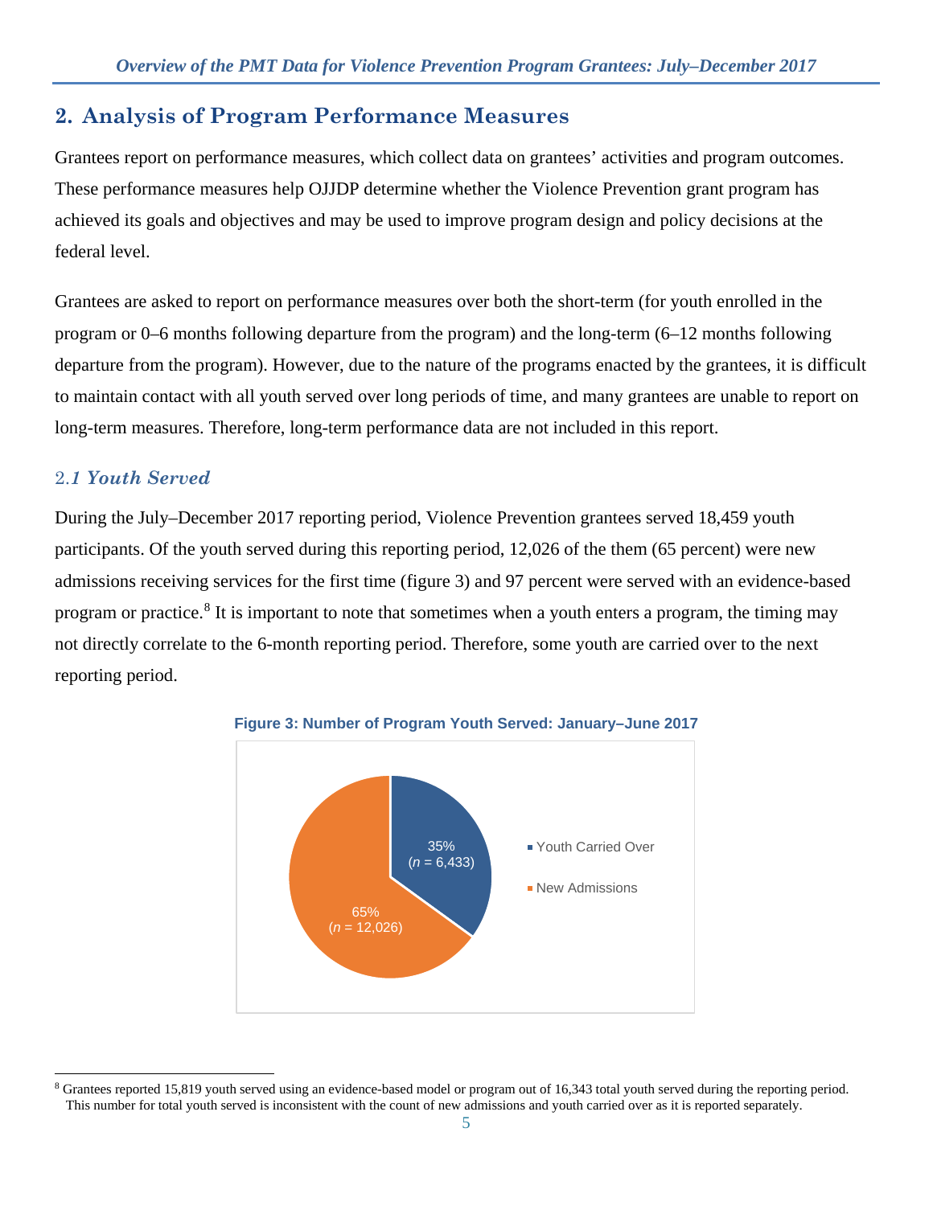## 2. Analysis of Program Performance Measures

Grantees report on performance measures, which collect data on grantees' activities and program outcomes. These performance measures help OJJDP determine whether the Violence Prevention grant program has achieved its goals and objectives and may be used to improve program design and policy decisions at the federal level.

Grantees are asked to report on performance measures over both the short-term (for youth enrolled in the program or 0–6 months following departure from the program) and the long-term (6–12 months following departure from the program). However, due to the nature of the programs enacted by the grantees, it is difficult to maintain contact with all youth served over long periods of time, and many grantees are unable to report on long-term measures. Therefore, long-term performance data are not included in this report.

### 2.*1 Youth Served*

During the July–December 2017 reporting period, Violence Prevention grantees served 18,459 youth participants. Of the youth served during this reporting period, 12,026 of the them (65 percent) were new admissions receiving services for the first time (figure 3) and 97 percent were served with an evidence-based program or practice.[8] It is important to note that sometimes when a youth enters a program, the timing may not directly correlate to the 6-month reporting period. Therefore, some youth are carried over to the next reporting period.

**Figure 3: Number of Program Youth Served: January–June 2017**

| Category | Percent | n |
|---|---|---|
| Youth Carried Over | 35% | 6,433 |
| New Admissions | 65% | 12,026 |

[8] Grantees reported 15,819 youth served using an evidence-based model or program out of 16,343 total youth served during the reporting period. This number for total youth served is inconsistent with the count of new admissions and youth carried over as it is reported separately.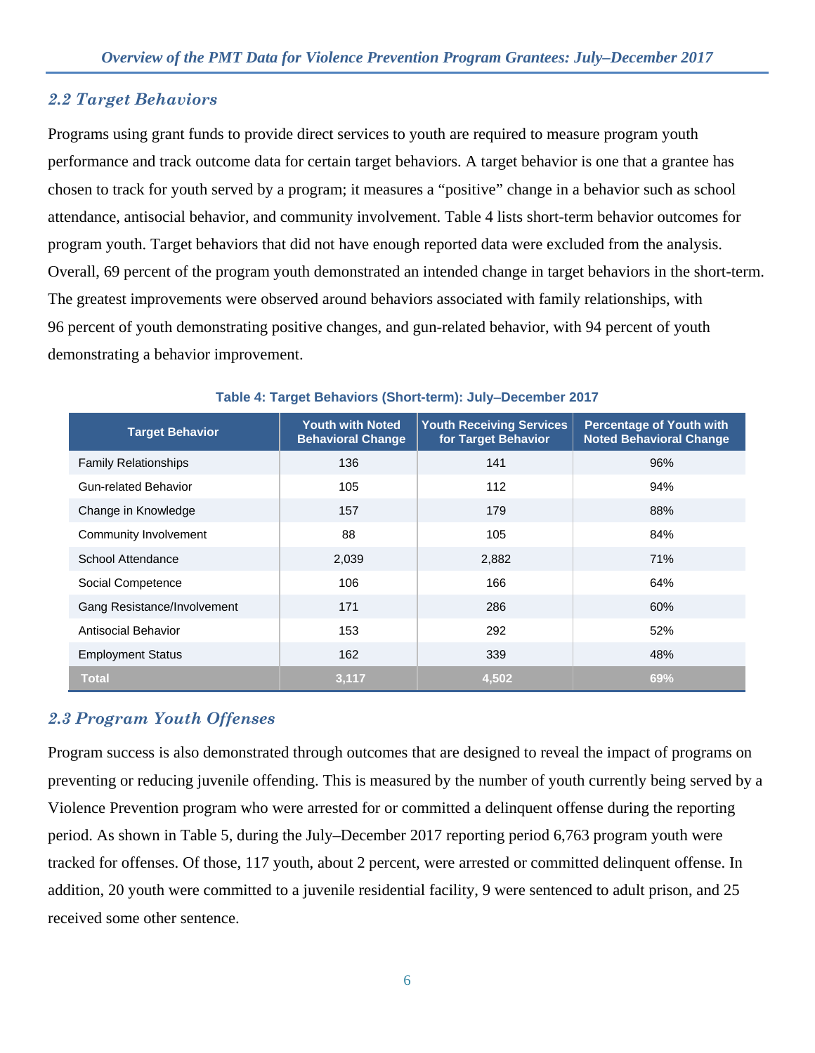## 2.2 Target Behaviors

Programs using grant funds to provide direct services to youth are required to measure program youth performance and track outcome data for certain target behaviors. A target behavior is one that a grantee has chosen to track for youth served by a program; it measures a "positive" change in a behavior such as school attendance, antisocial behavior, and community involvement. Table 4 lists short-term behavior outcomes for program youth. Target behaviors that did not have enough reported data were excluded from the analysis. Overall, 69 percent of the program youth demonstrated an intended change in target behaviors in the short-term. The greatest improvements were observed around behaviors associated with family relationships, with 96 percent of youth demonstrating positive changes, and gun-related behavior, with 94 percent of youth demonstrating a behavior improvement.

**Table 4: Target Behaviors (Short-term): July–December 2017**

| Target Behavior | Youth with Noted Behavioral Change | Youth Receiving Services for Target Behavior | Percentage of Youth with Noted Behavioral Change |
|---|---|---|---|
| Family Relationships | 136 | 141 | 96% |
| Gun-related Behavior | 105 | 112 | 94% |
| Change in Knowledge | 157 | 179 | 88% |
| Community Involvement | 88 | 105 | 84% |
| School Attendance | 2,039 | 2,882 | 71% |
| Social Competence | 106 | 166 | 64% |
| Gang Resistance/Involvement | 171 | 286 | 60% |
| Antisocial Behavior | 153 | 292 | 52% |
| Employment Status | 162 | 339 | 48% |
| **Total** | **3,117** | **4,502** | **69%** |

## 2.3 Program Youth Offenses

Program success is also demonstrated through outcomes that are designed to reveal the impact of programs on preventing or reducing juvenile offending. This is measured by the number of youth currently being served by a Violence Prevention program who were arrested for or committed a delinquent offense during the reporting period. As shown in Table 5, during the July–December 2017 reporting period 6,763 program youth were tracked for offenses. Of those, 117 youth, about 2 percent, were arrested or committed delinquent offense. In addition, 20 youth were committed to a juvenile residential facility, 9 were sentenced to adult prison, and 25 received some other sentence.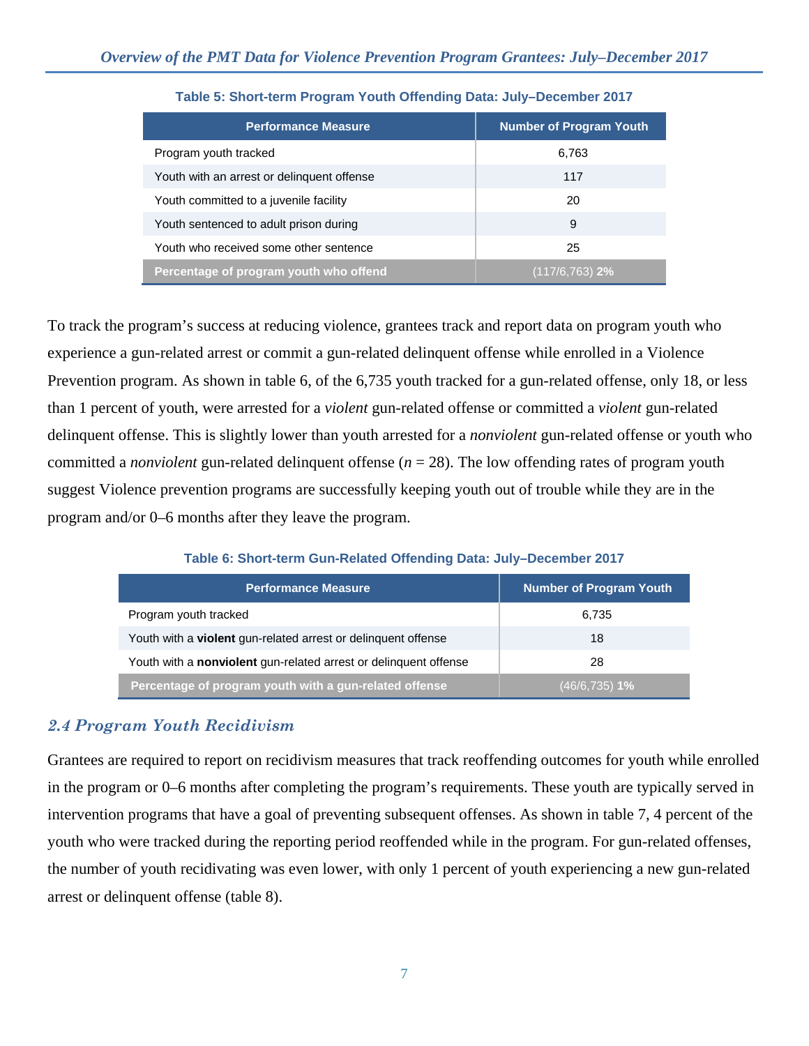**Table 5: Short-term Program Youth Offending Data: July–December 2017**

| Performance Measure | Number of Program Youth |
| --- | --- |
| Program youth tracked | 6,763 |
| Youth with an arrest or delinquent offense | 117 |
| Youth committed to a juvenile facility | 20 |
| Youth sentenced to adult prison during | 9 |
| Youth who received some other sentence | 25 |
| **Percentage of program youth who offend** | (117/6,763) **2%** |

To track the program's success at reducing violence, grantees track and report data on program youth who experience a gun-related arrest or commit a gun-related delinquent offense while enrolled in a Violence Prevention program. As shown in table 6, of the 6,735 youth tracked for a gun-related offense, only 18, or less than 1 percent of youth, were arrested for a *violent* gun-related offense or committed a *violent* gun-related delinquent offense. This is slightly lower than youth arrested for a *nonviolent* gun-related offense or youth who committed a *nonviolent* gun-related delinquent offense ($n = 28$). The low offending rates of program youth suggest Violence prevention programs are successfully keeping youth out of trouble while they are in the program and/or 0–6 months after they leave the program.

**Table 6: Short-term Gun-Related Offending Data: July–December 2017**

| Performance Measure | Number of Program Youth |
| --- | --- |
| Program youth tracked | 6,735 |
| Youth with a **violent** gun-related arrest or delinquent offense | 18 |
| Youth with a **nonviolent** gun-related arrest or delinquent offense | 28 |
| **Percentage of program youth with a gun-related offense** | (46/6,735) **1%** |

## *2.4 Program Youth Recidivism*

Grantees are required to report on recidivism measures that track reoffending outcomes for youth while enrolled in the program or 0–6 months after completing the program's requirements. These youth are typically served in intervention programs that have a goal of preventing subsequent offenses. As shown in table 7, 4 percent of the youth who were tracked during the reporting period reoffended while in the program. For gun-related offenses, the number of youth recidivating was even lower, with only 1 percent of youth experiencing a new gun-related arrest or delinquent offense (table 8).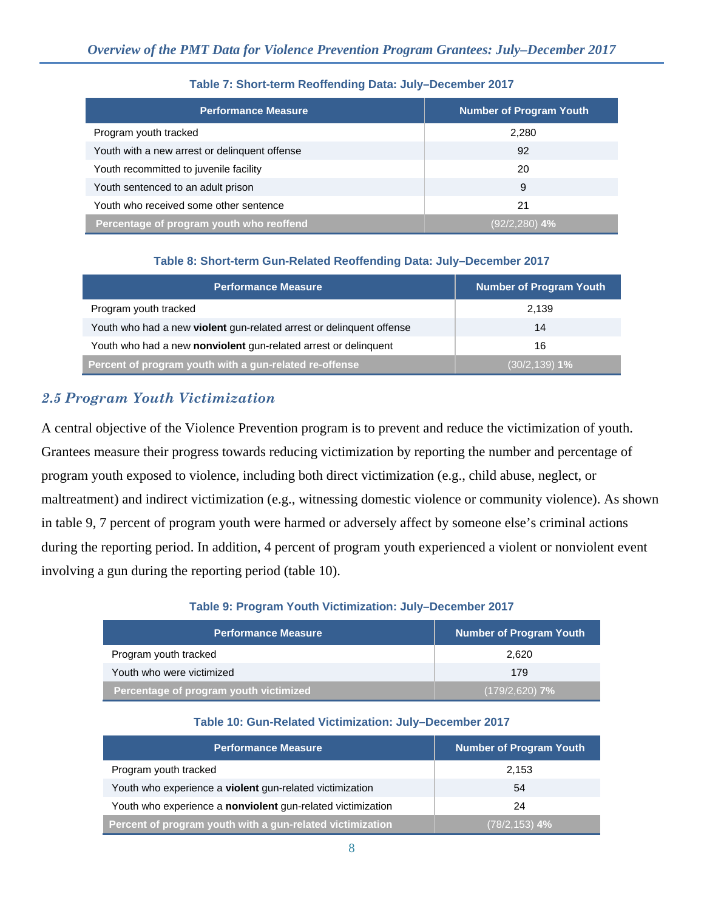**Table 7: Short-term Reoffending Data: July–December 2017**

| Performance Measure | Number of Program Youth |
|---|---|
| Program youth tracked | 2,280 |
| Youth with a new arrest or delinquent offense | 92 |
| Youth recommitted to juvenile facility | 20 |
| Youth sentenced to an adult prison | 9 |
| Youth who received some other sentence | 21 |
| **Percentage of program youth who reoffend** | (92/2,280) **4%** |

**Table 8: Short-term Gun-Related Reoffending Data: July–December 2017**

| Performance Measure | Number of Program Youth |
|---|---|
| Program youth tracked | 2,139 |
| Youth who had a new **violent** gun-related arrest or delinquent offense | 14 |
| Youth who had a new **nonviolent** gun-related arrest or delinquent | 16 |
| **Percent of program youth with a gun-related re-offense** | (30/2,139) **1%** |

## *2.5 Program Youth Victimization*

A central objective of the Violence Prevention program is to prevent and reduce the victimization of youth. Grantees measure their progress towards reducing victimization by reporting the number and percentage of program youth exposed to violence, including both direct victimization (e.g., child abuse, neglect, or maltreatment) and indirect victimization (e.g., witnessing domestic violence or community violence). As shown in table 9, 7 percent of program youth were harmed or adversely affect by someone else's criminal actions during the reporting period. In addition, 4 percent of program youth experienced a violent or nonviolent event involving a gun during the reporting period (table 10).

**Table 9: Program Youth Victimization: July–December 2017**

| Performance Measure | Number of Program Youth |
|---|---|
| Program youth tracked | 2,620 |
| Youth who were victimized | 179 |
| **Percentage of program youth victimized** | (179/2,620) **7%** |

**Table 10: Gun-Related Victimization: July–December 2017**

| Performance Measure | Number of Program Youth |
|---|---|
| Program youth tracked | 2,153 |
| Youth who experience a **violent** gun-related victimization | 54 |
| Youth who experience a **nonviolent** gun-related victimization | 24 |
| **Percent of program youth with a gun-related victimization** | (78/2,153) **4%** |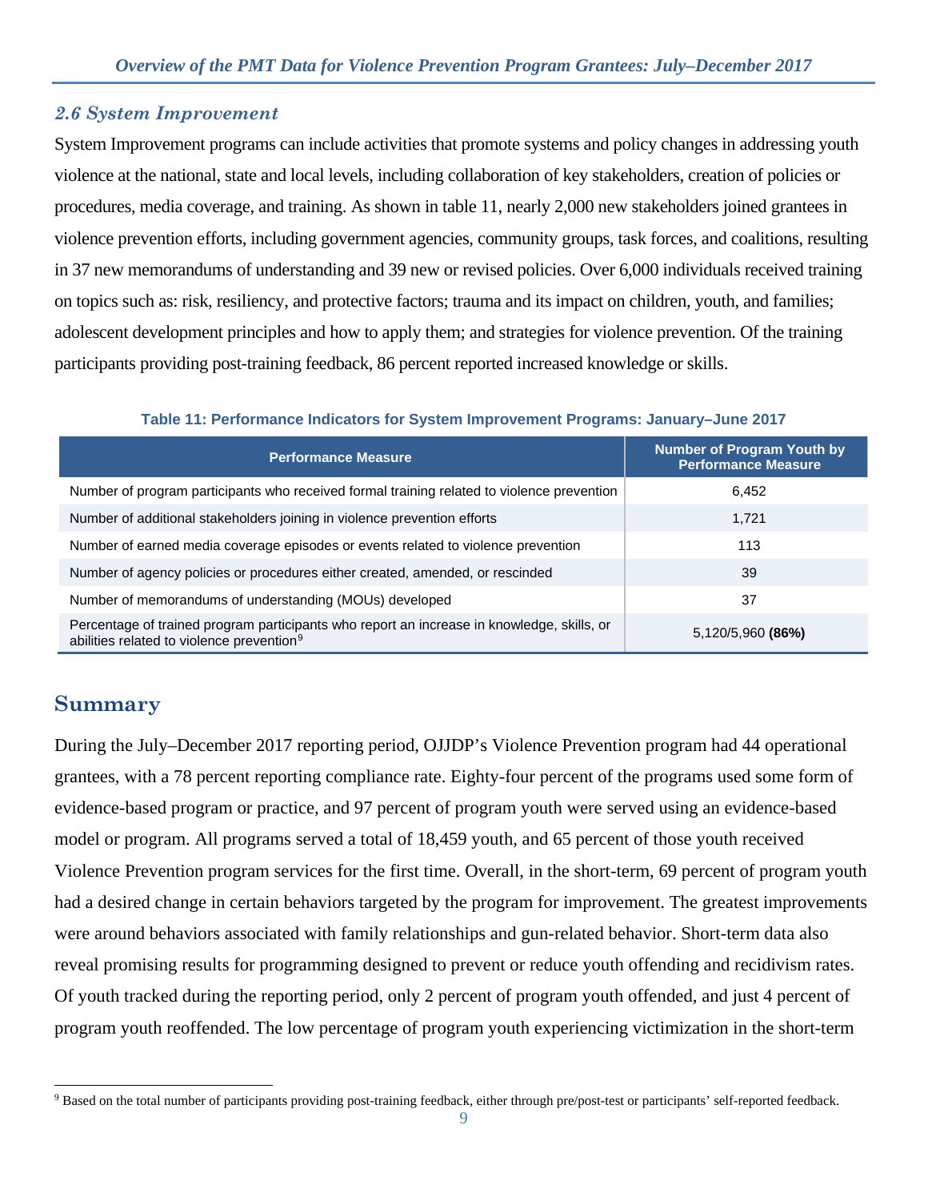### *2.6 System Improvement*

System Improvement programs can include activities that promote systems and policy changes in addressing youth violence at the national, state and local levels, including collaboration of key stakeholders, creation of policies or procedures, media coverage, and training. As shown in table 11, nearly 2,000 new stakeholders joined grantees in violence prevention efforts, including government agencies, community groups, task forces, and coalitions, resulting in 37 new memorandums of understanding and 39 new or revised policies. Over 6,000 individuals received training on topics such as: risk, resiliency, and protective factors; trauma and its impact on children, youth, and families; adolescent development principles and how to apply them; and strategies for violence prevention. Of the training participants providing post-training feedback, 86 percent reported increased knowledge or skills.

**Table 11: Performance Indicators for System Improvement Programs: January–June 2017**

| Performance Measure | Number of Program Youth by Performance Measure |
|---|---|
| Number of program participants who received formal training related to violence prevention | 6,452 |
| Number of additional stakeholders joining in violence prevention efforts | 1,721 |
| Number of earned media coverage episodes or events related to violence prevention | 113 |
| Number of agency policies or procedures either created, amended, or rescinded | 39 |
| Number of memorandums of understanding (MOUs) developed | 37 |
| Percentage of trained program participants who report an increase in knowledge, skills, or abilities related to violence prevention[9] | 5,120/5,960 **(86%)** |

## Summary

During the July–December 2017 reporting period, OJJDP's Violence Prevention program had 44 operational grantees, with a 78 percent reporting compliance rate. Eighty-four percent of the programs used some form of evidence-based program or practice, and 97 percent of program youth were served using an evidence-based model or program. All programs served a total of 18,459 youth, and 65 percent of those youth received Violence Prevention program services for the first time. Overall, in the short-term, 69 percent of program youth had a desired change in certain behaviors targeted by the program for improvement. The greatest improvements were around behaviors associated with family relationships and gun-related behavior. Short-term data also reveal promising results for programming designed to prevent or reduce youth offending and recidivism rates. Of youth tracked during the reporting period, only 2 percent of program youth offended, and just 4 percent of program youth reoffended. The low percentage of program youth experiencing victimization in the short-term

[9] Based on the total number of participants providing post-training feedback, either through pre/post-test or participants' self-reported feedback.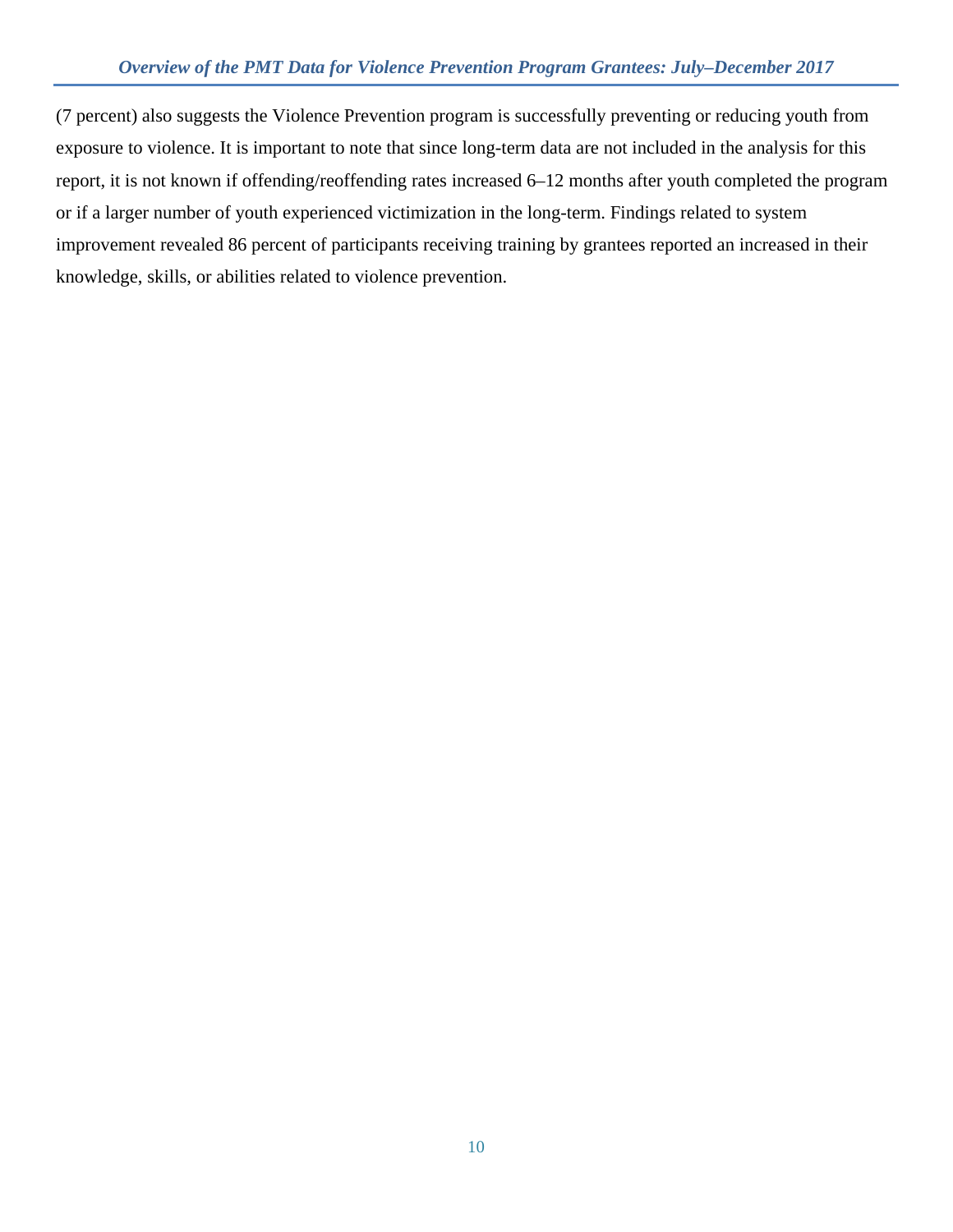(7 percent) also suggests the Violence Prevention program is successfully preventing or reducing youth from exposure to violence. It is important to note that since long-term data are not included in the analysis for this report, it is not known if offending/reoffending rates increased 6–12 months after youth completed the program or if a larger number of youth experienced victimization in the long-term. Findings related to system improvement revealed 86 percent of participants receiving training by grantees reported an increased in their knowledge, skills, or abilities related to violence prevention.